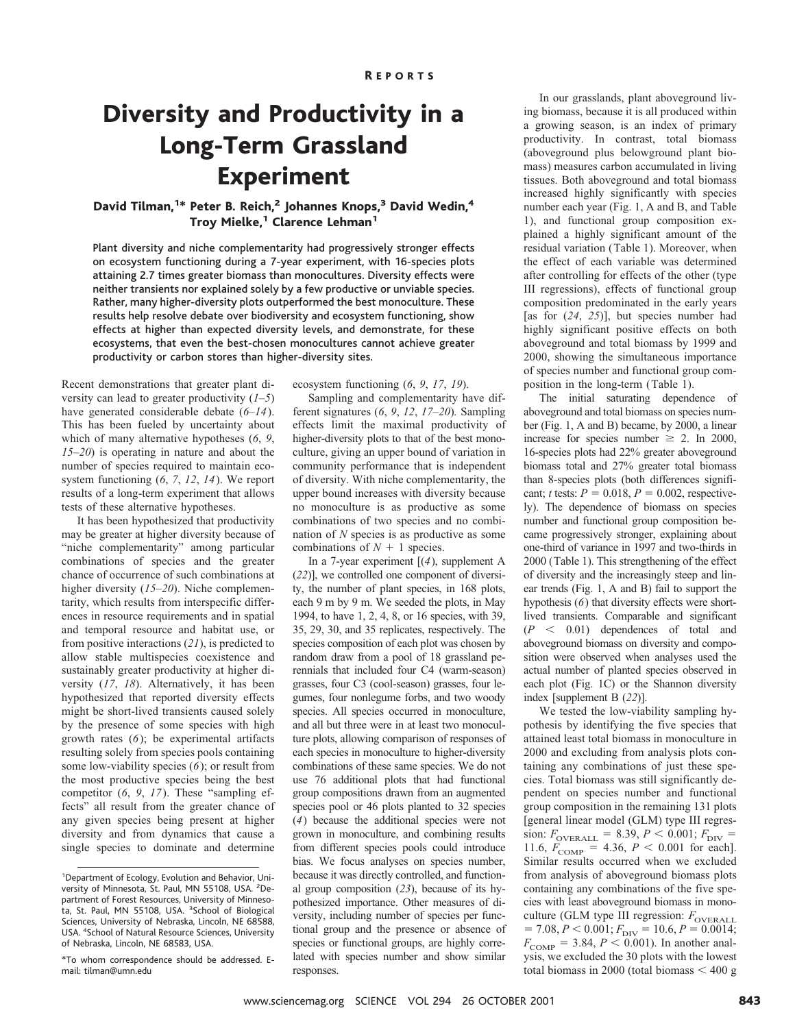REPORTS

# Diversity and Productivity in a Long-Term Grassland Experiment

**David Tilman,[1]* Peter B. Reich,[2] Johannes Knops,[3] David Wedin,[4] Troy Mielke,[1] Clarence Lehman[1]**

**Plant diversity and niche complementarity had progressively stronger effects on ecosystem functioning during a 7-year experiment, with 16-species plots attaining 2.7 times greater biomass than monocultures. Diversity effects were neither transients nor explained solely by a few productive or unviable species. Rather, many higher-diversity plots outperformed the best monoculture. These results help resolve debate over biodiversity and ecosystem functioning, show effects at higher than expected diversity levels, and demonstrate, for these ecosystems, that even the best-chosen monocultures cannot achieve greater productivity or carbon stores than higher-diversity sites.**

Recent demonstrations that greater plant diversity can lead to greater productivity (*1*–*5*) have generated considerable debate (*6*–*14*). This has been fueled by uncertainty about which of many alternative hypotheses (*6*, *9*, *15*–*20*) is operating in nature and about the number of species required to maintain ecosystem functioning (*6*, *7*, *12*, *14*). We report results of a long-term experiment that allows tests of these alternative hypotheses.

It has been hypothesized that productivity may be greater at higher diversity because of "niche complementarity" among particular combinations of species and the greater chance of occurrence of such combinations at higher diversity (*15*–*20*). Niche complementarity, which results from interspecific differences in resource requirements and in spatial and temporal resource and habitat use, or from positive interactions (*21*), is predicted to allow stable multispecies coexistence and sustainably greater productivity at higher diversity (*17*, *18*). Alternatively, it has been hypothesized that reported diversity effects might be short-lived transients caused solely by the presence of some species with high growth rates (*6*); be experimental artifacts resulting solely from species pools containing some low-viability species (*6*); or result from the most productive species being the best competitor (*6*, *9*, *17*). These "sampling effects" all result from the greater chance of any given species being present at higher diversity and from dynamics that cause a single species to dominate and determine ecosystem functioning (*6*, *9*, *17*, *19*).

Sampling and complementarity have different signatures (*6*, *9*, *12*, *17*–*20*). Sampling effects limit the maximal productivity of higher-diversity plots to that of the best monoculture, giving an upper bound of variation in community performance that is independent of diversity. With niche complementarity, the upper bound increases with diversity because no monoculture is as productive as some combinations of two species and no combination of *N* species is as productive as some combinations of *N* + 1 species.

In a 7-year experiment [(*4*), supplement A (*22*)], we controlled one component of diversity, the number of plant species, in 168 plots, each 9 m by 9 m. We seeded the plots, in May 1994, to have 1, 2, 4, 8, or 16 species, with 39, 35, 29, 30, and 35 replicates, respectively. The species composition of each plot was chosen by random draw from a pool of 18 grassland perennials that included four C4 (warm-season) grasses, four C3 (cool-season) grasses, four legumes, four nonlegume forbs, and two woody species. All species occurred in monoculture, and all but three were in at least two monoculture plots, allowing comparison of responses of each species in monoculture to higher-diversity combinations of these same species. We do not use 76 additional plots that had functional group compositions drawn from an augmented species pool or 46 plots planted to 32 species (*4*) because the additional species were not grown in monoculture, and combining results from different species pools could introduce bias. We focus analyses on species number, because it was directly controlled, and functional group composition (*23*), because of its hypothesized importance. Other measures of diversity, including number of species per functional group and the presence or absence of species or functional groups, are highly correlated with species number and show similar responses.

In our grasslands, plant aboveground living biomass, because it is all produced within a growing season, is an index of primary productivity. In contrast, total biomass (aboveground plus belowground plant biomass) measures carbon accumulated in living tissues. Both aboveground and total biomass increased highly significantly with species number each year (Fig. 1, A and B, and Table 1), and functional group composition explained a highly significant amount of the residual variation (Table 1). Moreover, when the effect of each variable was determined after controlling for effects of the other (type III regressions), effects of functional group composition predominated in the early years [as for (*24*, *25*)], but species number had highly significant positive effects on both aboveground and total biomass by 1999 and 2000, showing the simultaneous importance of species number and functional group composition in the long-term (Table 1).

The initial saturating dependence of aboveground and total biomass on species number (Fig. 1, A and B) became, by 2000, a linear increase for species number $\geq$ 2. In 2000, 16-species plots had 22% greater aboveground biomass and 27% greater total biomass than 8-species plots (both differences significant; *t* tests: $P = 0.018$, $P = 0.002$, respectively). The dependence of biomass on species number and functional group composition became progressively stronger, explaining about one-third of variance in 1997 and two-thirds in 2000 (Table 1). This strengthening of the effect of diversity and the increasingly steep and linear trends (Fig. 1, A and B) fail to support the hypothesis (*6*) that diversity effects were short-lived transients. Comparable and significant ($P < 0.01$) dependences of total and aboveground biomass on diversity and composition were observed when analyses used the actual number of planted species observed in each plot (Fig. 1C) or the Shannon diversity index [supplement B (*22*)].

We tested the low-viability sampling hypothesis by identifying the five species that attained least total biomass in monoculture in 2000 and excluding from analysis plots containing any combinations of just these species. Total biomass was still significantly dependent on species number and functional group composition in the remaining 131 plots [general linear model (GLM) type III regression: $F_{\mathrm{OVERALL}} = 8.39$, $P < 0.001$; $F_{\mathrm{DIV}} = 11.6$, $F_{\mathrm{COMP}} = 4.36$, $P < 0.001$ for each]. Similar results occurred when we excluded from analysis of aboveground biomass plots containing any combinations of the five species with least aboveground biomass in monoculture (GLM type III regression: $F_{\mathrm{OVERALL}} = 7.08$, $P < 0.001$; $F_{\mathrm{DIV}} = 10.6$, $P = 0.0014$; $F_{\mathrm{COMP}} = 3.84$, $P < 0.001$). In another analysis, we excluded the 30 plots with the lowest total biomass in 2000 (total biomass < 400 g

[1]Department of Ecology, Evolution and Behavior, University of Minnesota, St. Paul, MN 55108, USA. [2]Department of Forest Resources, University of Minnesota, St. Paul, MN 55108, USA. [3]School of Biological Sciences, University of Nebraska, Lincoln, NE 68588, USA. [4]School of Natural Resource Sciences, University of Nebraska, Lincoln, NE 68583, USA.

*To whom correspondence should be addressed. E-mail: tilman@umn.edu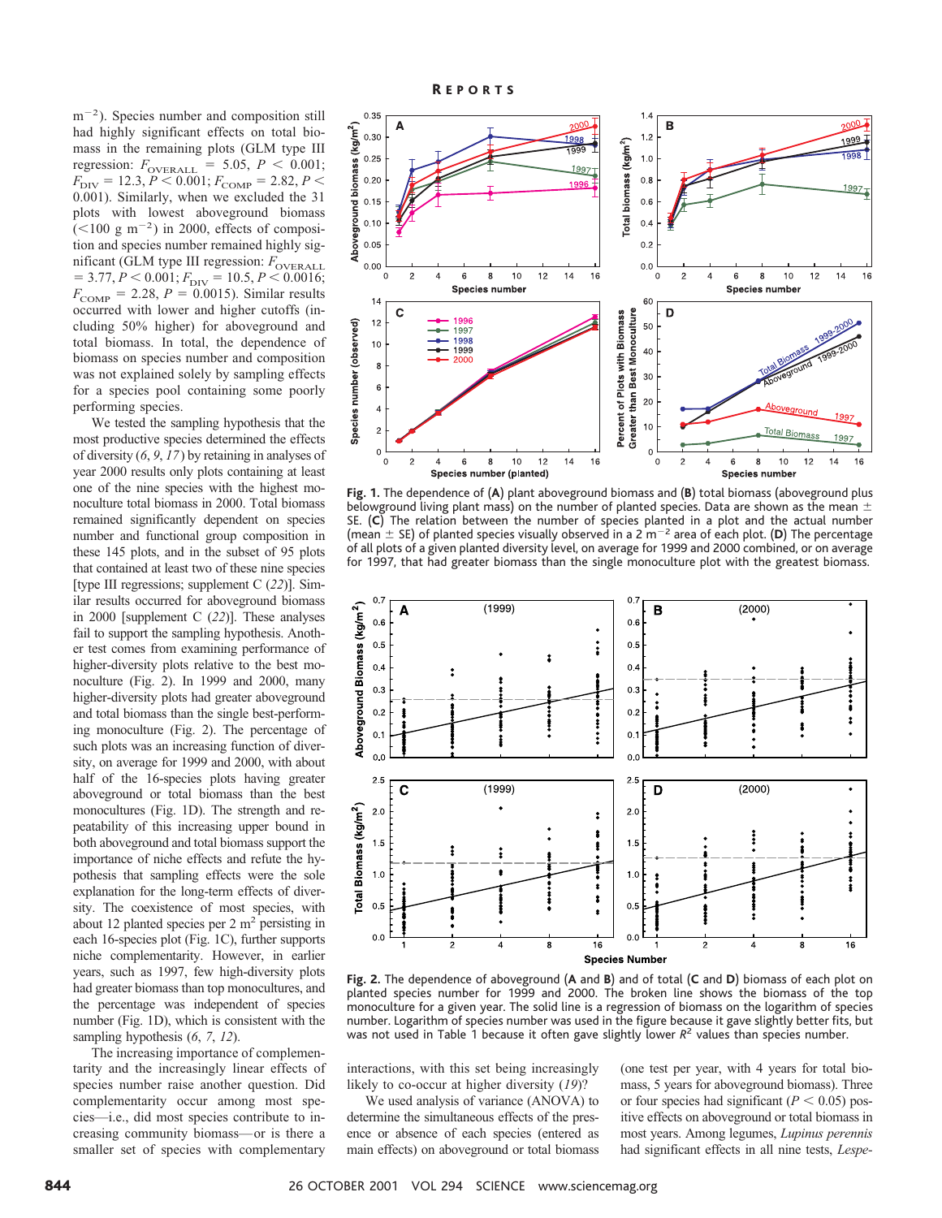m$^{-2}$). Species number and composition still had highly significant effects on total biomass in the remaining plots (GLM type III regression: $F_{OVERALL}$ = 5.05, $P$ < 0.001; $F_{DIV}$ = 12.3, $P$ < 0.001; $F_{COMP}$ = 2.82, $P$ < 0.001). Similarly, when we excluded the 31 plots with lowest aboveground biomass (<100 g m$^{-2}$) in 2000, effects of composition and species number remained highly significant (GLM type III regression: $F_{OVERALL}$ = 3.77, $P$ < 0.001; $F_{DIV}$ = 10.5, $P$ < 0.0016; $F_{COMP}$ = 2.28, $P$ = 0.0015). Similar results occurred with lower and higher cutoffs (including 50% higher) for aboveground and total biomass. In total, the dependence of biomass on species number and composition was not explained solely by sampling effects for a species pool containing some poorly performing species.

We tested the sampling hypothesis that the most productive species determined the effects of diversity (6, 9, 17) by retaining in analyses of year 2000 results only plots containing at least one of the nine species with the highest monoculture total biomass in 2000. Total biomass remained significantly dependent on species number and functional group composition in these 145 plots, and in the subset of 95 plots that contained at least two of these nine species [type III regressions; supplement C (22)]. Similar results occurred for aboveground biomass in 2000 [supplement C (22)]. These analyses fail to support the sampling hypothesis. Another test comes from examining performance of higher-diversity plots relative to the best monoculture (Fig. 2). In 1999 and 2000, many higher-diversity plots had greater aboveground and total biomass than the single best-performing monoculture (Fig. 2). The percentage of such plots was an increasing function of diversity, on average for 1999 and 2000, with about half of the 16-species plots having greater aboveground or total biomass than the best monocultures (Fig. 1D). The strength and repeatability of this increasing upper bound in both aboveground and total biomass support the importance of niche effects and refute the hypothesis that sampling effects were the sole explanation for the long-term effects of diversity. The coexistence of most species, with about 12 planted species per 2 m$^2$ persisting in each 16-species plot (Fig. 1C), further supports niche complementarity. However, in earlier years, such as 1997, few high-diversity plots had greater biomass than top monocultures, and the percentage was independent of species number (Fig. 1D), which is consistent with the sampling hypothesis (6, 7, 12).

The increasing importance of complementarity and the increasingly linear effects of species number raise another question. Did complementarity occur among most species—i.e., did most species contribute to increasing community biomass—or is there a smaller set of species with complementary interactions, with this set being increasingly likely to co-occur at higher diversity (19)?

We used analysis of variance (ANOVA) to determine the simultaneous effects of the presence or absence of each species (entered as main effects) on aboveground or total biomass (one test per year, with 4 years for total biomass, 5 years for aboveground biomass). Three or four species had significant ($P$ < 0.05) positive effects on aboveground or total biomass in most years. Among legumes, *Lupinus perennis* had significant effects in all nine tests, *Lespe-*

**Fig. 1.** The dependence of (**A**) plant aboveground biomass and (**B**) total biomass (aboveground plus belowground living plant mass) on the number of planted species. Data are shown as the mean ± SE. (**C**) The relation between the number of species planted in a plot and the actual number (mean ± SE) of planted species visually observed in a 2 m$^{-2}$ area of each plot. (**D**) The percentage of all plots of a given planted diversity level, on average for 1999 and 2000 combined, or on average for 1997, that had greater biomass than the single monoculture plot with the greatest biomass.

**Fig. 2.** The dependence of aboveground (**A** and **B**) and of total (**C** and **D**) biomass of each plot on planted species number for 1999 and 2000. The broken line shows the biomass of the top monoculture for a given year. The solid line is a regression of biomass on the logarithm of species number. Logarithm of species number was used in the figure because it gave slightly better fits, but was not used in Table 1 because it often gave slightly lower $R^2$ values than species number.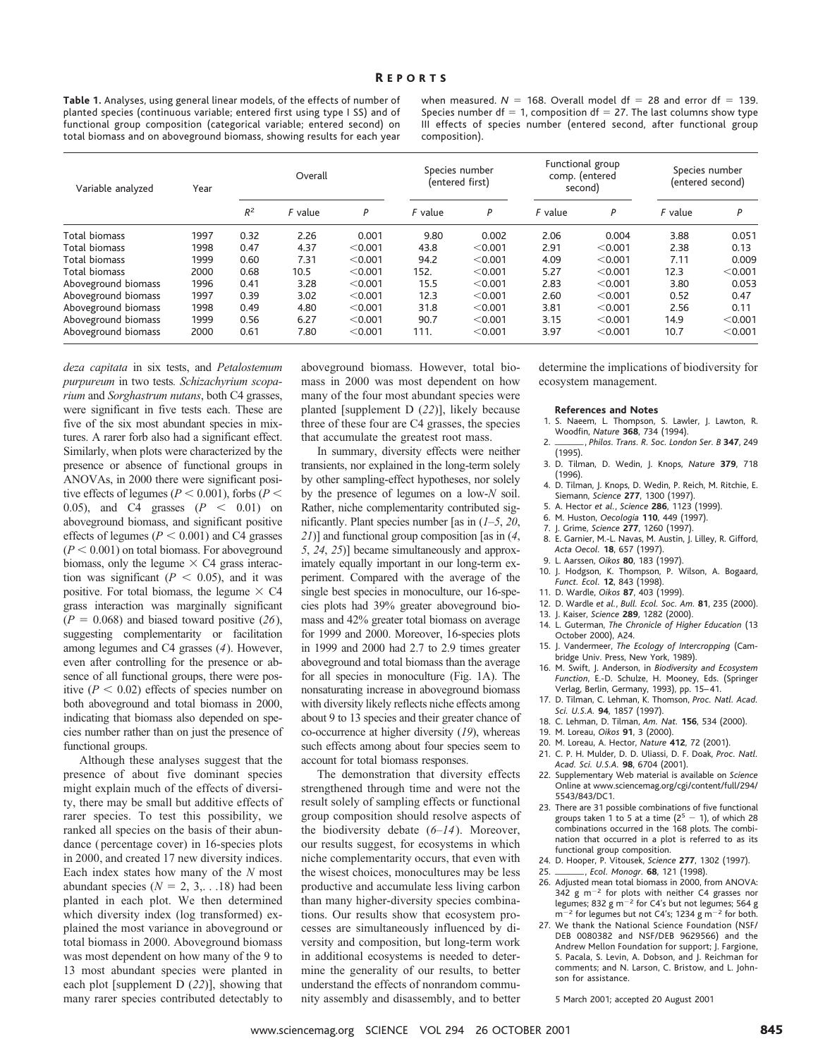**Table 1.** Analyses, using general linear models, of the effects of number of planted species (continuous variable; entered first using type I SS) and of functional group composition (categorical variable; entered second) on total biomass and on aboveground biomass, showing results for each year when measured. $N = 168$. Overall model df = 28 and error df = 139. Species number df = 1, composition df = 27. The last columns show type III effects of species number (entered second, after functional group composition).

| Variable analyzed | Year | Overall | | | Species number (entered first) | | Functional group comp. (entered second) | | Species number (entered second) | |
|---|---|---|---|---|---|---|---|---|---|---|
| | | $R^2$ | *F* value | *P* | *F* value | *P* | *F* value | *P* | *F* value | *P* |
| Total biomass | 1997 | 0.32 | 2.26 | 0.001 | 9.80 | 0.002 | 2.06 | 0.004 | 3.88 | 0.051 |
| Total biomass | 1998 | 0.47 | 4.37 | <0.001 | 43.8 | <0.001 | 2.91 | <0.001 | 2.38 | 0.13 |
| Total biomass | 1999 | 0.60 | 7.31 | <0.001 | 94.2 | <0.001 | 4.09 | <0.001 | 7.11 | 0.009 |
| Total biomass | 2000 | 0.68 | 10.5 | <0.001 | 152. | <0.001 | 5.27 | <0.001 | 12.3 | <0.001 |
| Aboveground biomass | 1996 | 0.41 | 3.28 | <0.001 | 15.5 | <0.001 | 2.83 | <0.001 | 3.80 | 0.053 |
| Aboveground biomass | 1997 | 0.39 | 3.02 | <0.001 | 12.3 | <0.001 | 2.60 | <0.001 | 0.52 | 0.47 |
| Aboveground biomass | 1998 | 0.49 | 4.80 | <0.001 | 31.8 | <0.001 | 3.81 | <0.001 | 2.56 | 0.11 |
| Aboveground biomass | 1999 | 0.56 | 6.27 | <0.001 | 90.7 | <0.001 | 3.15 | <0.001 | 14.9 | <0.001 |
| Aboveground biomass | 2000 | 0.61 | 7.80 | <0.001 | 111. | <0.001 | 3.97 | <0.001 | 10.7 | <0.001 |

*deza capitata* in six tests, and *Petalostemum purpureum* in two tests*. Schizachyrium scoparium* and *Sorghastrum nutans*, both C4 grasses, were significant in five tests each. These are five of the six most abundant species in mixtures. A rarer forb also had a significant effect. Similarly, when plots were characterized by the presence or absence of functional groups in ANOVAs, in 2000 there were significant positive effects of legumes ($P < 0.001$), forbs ($P < 0.05$), and C4 grasses ($P < 0.01$) on aboveground biomass, and significant positive effects of legumes ($P < 0.001$) and C4 grasses ($P < 0.001$) on total biomass. For aboveground biomass, only the legume × C4 grass interaction was significant ($P < 0.05$), and it was positive. For total biomass, the legume × C4 grass interaction was marginally significant ($P = 0.068$) and biased toward positive (*26*), suggesting complementarity or facilitation among legumes and C4 grasses (*4*). However, even after controlling for the presence or absence of all functional groups, there were positive ($P < 0.02$) effects of species number on both aboveground and total biomass in 2000, indicating that biomass also depended on species number rather than on just the presence of functional groups.

Although these analyses suggest that the presence of about five dominant species might explain much of the effects of diversity, there may be small but additive effects of rarer species. To test this possibility, we ranked all species on the basis of their abundance (percentage cover) in 16-species plots in 2000, and created 17 new diversity indices. Each index states how many of the *N* most abundant species ($N = 2, 3,\ldots 18$) had been planted in each plot. We then determined which diversity index (log transformed) explained the most variance in aboveground or total biomass in 2000. Aboveground biomass was most dependent on how many of the 9 to 13 most abundant species were planted in each plot [supplement D (*22*)], showing that many rarer species contributed detectably to aboveground biomass. However, total biomass in 2000 was most dependent on how many of the four most abundant species were planted [supplement D (*22*)], likely because three of these four are C4 grasses, the species that accumulate the greatest root mass.

In summary, diversity effects were neither transients, nor explained in the long-term solely by other sampling-effect hypotheses, nor solely by the presence of legumes on a low-*N* soil. Rather, niche complementarity contributed significantly. Plant species number [as in (*1–5*, *20*, *21*)] and functional group composition [as in (*4*, *5*, *24*, *25*)] became simultaneously and approximately equally important in our long-term experiment. Compared with the average of the single best species in monoculture, our 16-species plots had 39% greater aboveground biomass and 42% greater total biomass on average for 1999 and 2000. Moreover, 16-species plots in 1999 and 2000 had 2.7 to 2.9 times greater aboveground and total biomass than the average for all species in monoculture (Fig. 1A). The nonsaturating increase in aboveground biomass with diversity likely reflects niche effects among about 9 to 13 species and their greater chance of co-occurrence at higher diversity (*19*), whereas such effects among about four species seem to account for total biomass responses.

The demonstration that diversity effects strengthened through time and were not the result solely of sampling effects or functional group composition should resolve aspects of the biodiversity debate (*6–14*). Moreover, our results suggest, for ecosystems in which niche complementarity occurs, that even with the wisest choices, monocultures may be less productive and accumulate less living carbon than many higher-diversity species combinations. Our results show that ecosystem processes are simultaneously influenced by diversity and composition, but long-term work in additional ecosystems is needed to determine the generality of our results, to better understand the effects of nonrandom community assembly and disassembly, and to better determine the implications of biodiversity for ecosystem management.

#### References and Notes

1. S. Naeem, L. Thompson, S. Lawler, J. Lawton, R. Woodfin, *Nature* **368**, 734 (1994).
2. ———, *Philos. Trans. R. Soc. London Ser. B* **347**, 249 (1995).
3. D. Tilman, D. Wedin, J. Knops, *Nature* **379**, 718 (1996).
4. D. Tilman, J. Knops, D. Wedin, P. Reich, M. Ritchie, E. Siemann, *Science* **277**, 1300 (1997).
5. A. Hector *et al.*, *Science* **286**, 1123 (1999).
6. M. Huston, *Oecologia* **110**, 449 (1997).
7. J. Grime, *Science* **277**, 1260 (1997).
8. E. Garnier, M.-L. Navas, M. Austin, J. Lilley, R. Gifford, *Acta Oecol.* **18**, 657 (1997).
9. L. Aarssen, *Oikos* **80**, 183 (1997).
10. J. Hodgson, K. Thompson, P. Wilson, A. Bogaard, *Funct. Ecol.* **12**, 843 (1998).
11. D. Wardle, *Oikos* **87**, 403 (1999).
12. D. Wardle *et al.*, *Bull. Ecol. Soc. Am.* **81**, 235 (2000).
13. J. Kaiser, *Science* **289**, 1282 (2000).
14. L. Guterman, *The Chronicle of Higher Education* (13 October 2000), A24.
15. J. Vandermeer, *The Ecology of Intercropping* (Cambridge Univ. Press, New York, 1989).
16. M. Swift, J. Anderson, in *Biodiversity and Ecosystem Function*, E.-D. Schulze, H. Mooney, Eds. (Springer Verlag, Berlin, Germany, 1993), pp. 15–41.
17. D. Tilman, C. Lehman, K. Thomson, *Proc. Natl. Acad. Sci. U.S.A.* **94**, 1857 (1997).
18. C. Lehman, D. Tilman, *Am. Nat.* **156**, 534 (2000).
19. M. Loreau, *Oikos* **91**, 3 (2000).
20. M. Loreau, A. Hector, *Nature* **412**, 72 (2001).
21. C. P. H. Mulder, D. D. Uliassi, D. F. Doak, *Proc. Natl. Acad. Sci. U.S.A.* **98**, 6704 (2001).
22. Supplementary Web material is available on *Science* Online at www.sciencemag.org/cgi/content/full/294/5543/843/DC1.
23. There are 31 possible combinations of five functional groups taken 1 to 5 at a time ($2^5 - 1$), of which 28 combinations occurred in the 168 plots. The combination that occurred in a plot is referred to as its functional group composition.
24. D. Hooper, P. Vitousek, *Science* **277**, 1302 (1997).
25. ———, *Ecol. Monogr.* **68**, 121 (1998).
26. Adjusted mean total biomass in 2000, from ANOVA: 342 g $m^{-2}$ for plots with neither C4 grasses nor legumes; 832 g $m^{-2}$ for C4's but not legumes; 564 g $m^{-2}$ for legumes but not C4's; 1234 g $m^{-2}$ for both.
27. We thank the National Science Foundation (NSF/DEB 0080382 and NSF/DEB 9629566) and the Andrew Mellon Foundation for support; J. Fargione, S. Pacala, S. Levin, A. Dobson, and J. Reichman for comments; and N. Larson, C. Bristow, and L. Johnson for assistance.

5 March 2001; accepted 20 August 2001